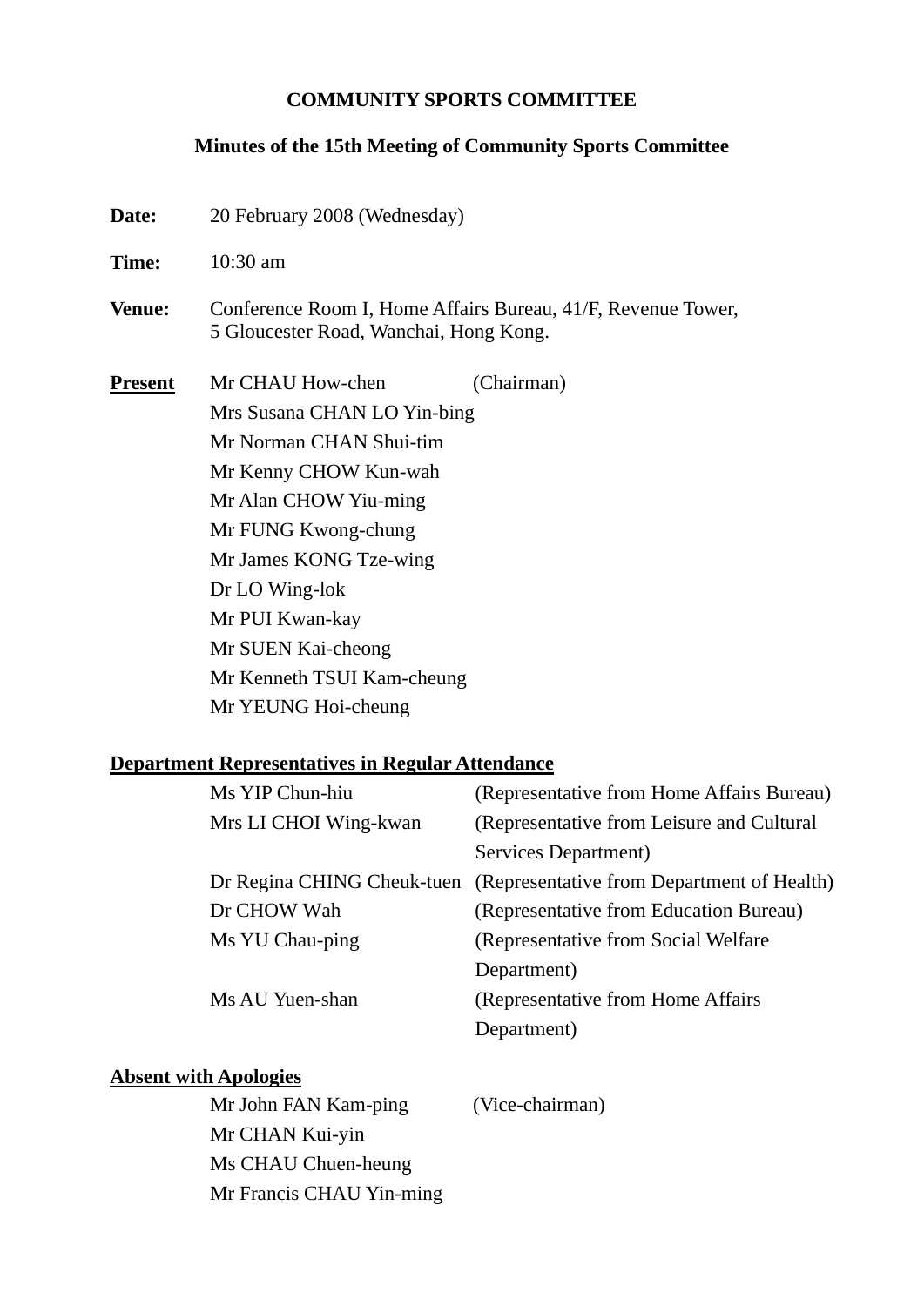# COMMUNITY SPORTS COMMITTEE

## Minutes of the 15th Meeting of Community Sports Committee

**Date:** 20 February 2008 (Wednesday)

**Time:** 10:30 am

**Venue:** Conference Room I, Home Affairs Bureau, 41/F, Revenue Tower, 5 Gloucester Road, Wanchai, Hong Kong.

**Present**

| | |
|---|---|
| Mr CHAU How-chen | (Chairman) |
| Mrs Susana CHAN LO Yin-bing | |
| Mr Norman CHAN Shui-tim | |
| Mr Kenny CHOW Kun-wah | |
| Mr Alan CHOW Yiu-ming | |
| Mr FUNG Kwong-chung | |
| Mr James KONG Tze-wing | |
| Dr LO Wing-lok | |
| Mr PUI Kwan-kay | |
| Mr SUEN Kai-cheong | |
| Mr Kenneth TSUI Kam-cheung | |
| Mr YEUNG Hoi-cheung | |

**Department Representatives in Regular Attendance**

| | |
|---|---|
| Ms YIP Chun-hiu | (Representative from Home Affairs Bureau) |
| Mrs LI CHOI Wing-kwan | (Representative from Leisure and Cultural Services Department) |
| Dr Regina CHING Cheuk-tuen | (Representative from Department of Health) |
| Dr CHOW Wah | (Representative from Education Bureau) |
| Ms YU Chau-ping | (Representative from Social Welfare Department) |
| Ms AU Yuen-shan | (Representative from Home Affairs Department) |

**Absent with Apologies**

| | |
|---|---|
| Mr John FAN Kam-ping | (Vice-chairman) |
| Mr CHAN Kui-yin | |
| Ms CHAU Chuen-heung | |
| Mr Francis CHAU Yin-ming | |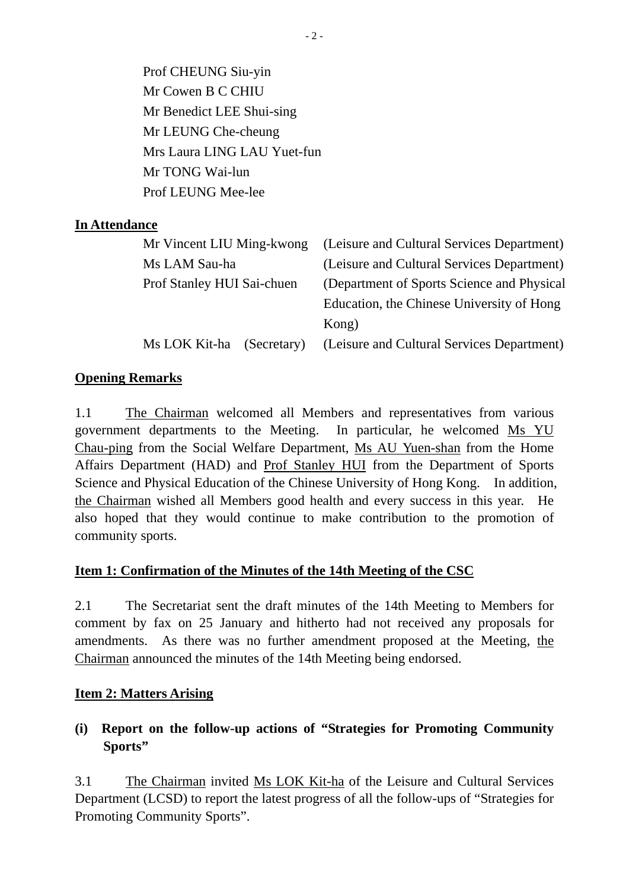Prof CHEUNG Siu-yin
Mr Cowen B C CHIU
Mr Benedict LEE Shui-sing
Mr LEUNG Che-cheung
Mrs Laura LING LAU Yuet-fun
Mr TONG Wai-lun
Prof LEUNG Mee-lee

**In Attendance**

| | |
|---|---|
| Mr Vincent LIU Ming-kwong | (Leisure and Cultural Services Department) |
| Ms LAM Sau-ha | (Leisure and Cultural Services Department) |
| Prof Stanley HUI Sai-chuen | (Department of Sports Science and Physical Education, the Chinese University of Hong Kong) |
| Ms LOK Kit-ha (Secretary) | (Leisure and Cultural Services Department) |

**Opening Remarks**

1.1 The Chairman welcomed all Members and representatives from various government departments to the Meeting. In particular, he welcomed Ms YU Chau-ping from the Social Welfare Department, Ms AU Yuen-shan from the Home Affairs Department (HAD) and Prof Stanley HUI from the Department of Sports Science and Physical Education of the Chinese University of Hong Kong. In addition, the Chairman wished all Members good health and every success in this year. He also hoped that they would continue to make contribution to the promotion of community sports.

**Item 1: Confirmation of the Minutes of the 14th Meeting of the CSC**

2.1 The Secretariat sent the draft minutes of the 14th Meeting to Members for comment by fax on 25 January and hitherto had not received any proposals for amendments. As there was no further amendment proposed at the Meeting, the Chairman announced the minutes of the 14th Meeting being endorsed.

**Item 2: Matters Arising**

**(i) Report on the follow-up actions of "Strategies for Promoting Community Sports"**

3.1 The Chairman invited Ms LOK Kit-ha of the Leisure and Cultural Services Department (LCSD) to report the latest progress of all the follow-ups of "Strategies for Promoting Community Sports".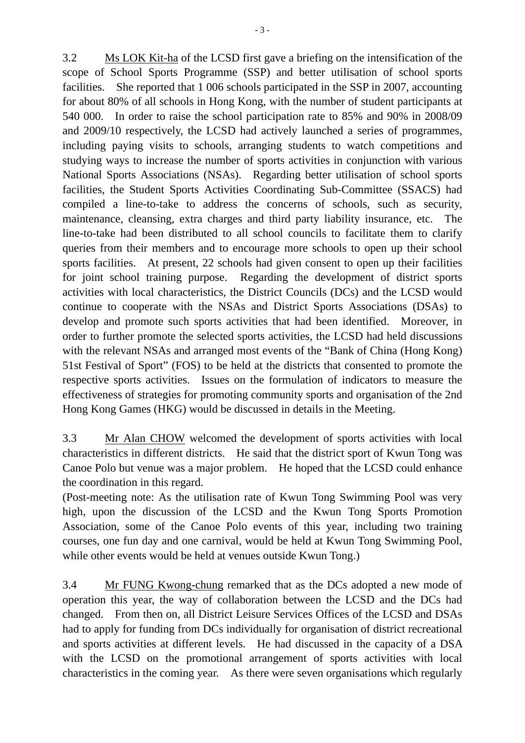3.2 Ms LOK Kit-ha of the LCSD first gave a briefing on the intensification of the scope of School Sports Programme (SSP) and better utilisation of school sports facilities. She reported that 1 006 schools participated in the SSP in 2007, accounting for about 80% of all schools in Hong Kong, with the number of student participants at 540 000. In order to raise the school participation rate to 85% and 90% in 2008/09 and 2009/10 respectively, the LCSD had actively launched a series of programmes, including paying visits to schools, arranging students to watch competitions and studying ways to increase the number of sports activities in conjunction with various National Sports Associations (NSAs). Regarding better utilisation of school sports facilities, the Student Sports Activities Coordinating Sub-Committee (SSACS) had compiled a line-to-take to address the concerns of schools, such as security, maintenance, cleansing, extra charges and third party liability insurance, etc. The line-to-take had been distributed to all school councils to facilitate them to clarify queries from their members and to encourage more schools to open up their school sports facilities. At present, 22 schools had given consent to open up their facilities for joint school training purpose. Regarding the development of district sports activities with local characteristics, the District Councils (DCs) and the LCSD would continue to cooperate with the NSAs and District Sports Associations (DSAs) to develop and promote such sports activities that had been identified. Moreover, in order to further promote the selected sports activities, the LCSD had held discussions with the relevant NSAs and arranged most events of the "Bank of China (Hong Kong) 51st Festival of Sport" (FOS) to be held at the districts that consented to promote the respective sports activities. Issues on the formulation of indicators to measure the effectiveness of strategies for promoting community sports and organisation of the 2nd Hong Kong Games (HKG) would be discussed in details in the Meeting.

3.3 Mr Alan CHOW welcomed the development of sports activities with local characteristics in different districts. He said that the district sport of Kwun Tong was Canoe Polo but venue was a major problem. He hoped that the LCSD could enhance the coordination in this regard.
(Post-meeting note: As the utilisation rate of Kwun Tong Swimming Pool was very high, upon the discussion of the LCSD and the Kwun Tong Sports Promotion Association, some of the Canoe Polo events of this year, including two training courses, one fun day and one carnival, would be held at Kwun Tong Swimming Pool, while other events would be held at venues outside Kwun Tong.)

3.4 Mr FUNG Kwong-chung remarked that as the DCs adopted a new mode of operation this year, the way of collaboration between the LCSD and the DCs had changed. From then on, all District Leisure Services Offices of the LCSD and DSAs had to apply for funding from DCs individually for organisation of district recreational and sports activities at different levels. He had discussed in the capacity of a DSA with the LCSD on the promotional arrangement of sports activities with local characteristics in the coming year. As there were seven organisations which regularly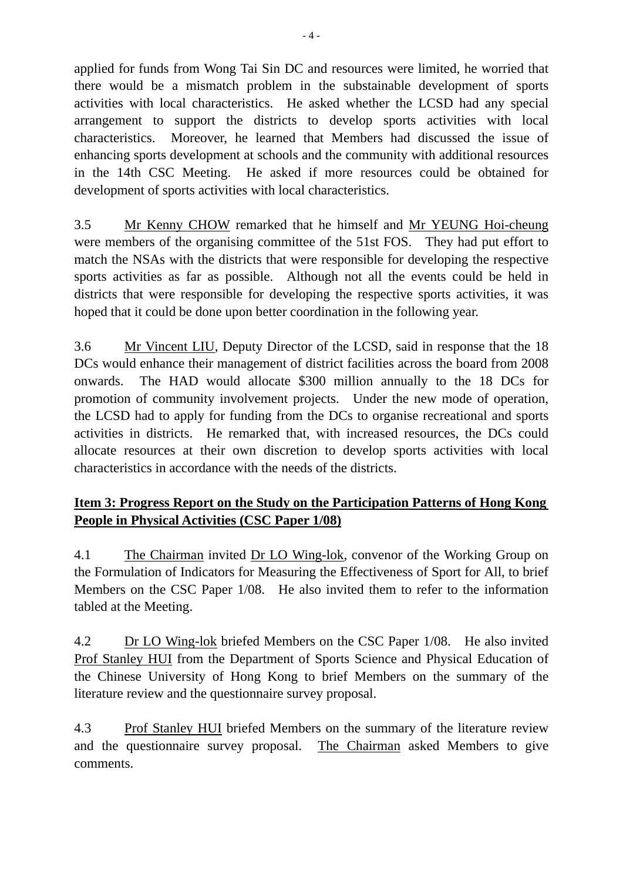applied for funds from Wong Tai Sin DC and resources were limited, he worried that there would be a mismatch problem in the substainable development of sports activities with local characteristics. He asked whether the LCSD had any special arrangement to support the districts to develop sports activities with local characteristics. Moreover, he learned that Members had discussed the issue of enhancing sports development at schools and the community with additional resources in the 14th CSC Meeting. He asked if more resources could be obtained for development of sports activities with local characteristics.

3.5 Mr Kenny CHOW remarked that he himself and Mr YEUNG Hoi-cheung were members of the organising committee of the 51st FOS. They had put effort to match the NSAs with the districts that were responsible for developing the respective sports activities as far as possible. Although not all the events could be held in districts that were responsible for developing the respective sports activities, it was hoped that it could be done upon better coordination in the following year.

3.6 Mr Vincent LIU, Deputy Director of the LCSD, said in response that the 18 DCs would enhance their management of district facilities across the board from 2008 onwards. The HAD would allocate $300 million annually to the 18 DCs for promotion of community involvement projects. Under the new mode of operation, the LCSD had to apply for funding from the DCs to organise recreational and sports activities in districts. He remarked that, with increased resources, the DCs could allocate resources at their own discretion to develop sports activities with local characteristics in accordance with the needs of the districts.

**Item 3: Progress Report on the Study on the Participation Patterns of Hong Kong People in Physical Activities (CSC Paper 1/08)**

4.1 The Chairman invited Dr LO Wing-lok, convenor of the Working Group on the Formulation of Indicators for Measuring the Effectiveness of Sport for All, to brief Members on the CSC Paper 1/08. He also invited them to refer to the information tabled at the Meeting.

4.2 Dr LO Wing-lok briefed Members on the CSC Paper 1/08. He also invited Prof Stanley HUI from the Department of Sports Science and Physical Education of the Chinese University of Hong Kong to brief Members on the summary of the literature review and the questionnaire survey proposal.

4.3 Prof Stanley HUI briefed Members on the summary of the literature review and the questionnaire survey proposal. The Chairman asked Members to give comments.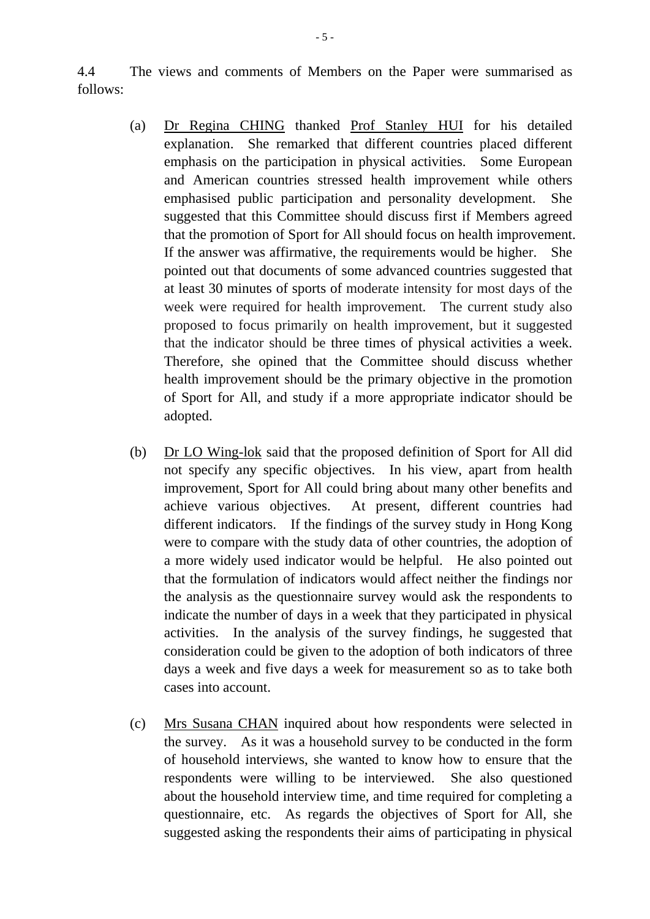4.4 The views and comments of Members on the Paper were summarised as follows:

(a) Dr Regina CHING thanked Prof Stanley HUI for his detailed explanation. She remarked that different countries placed different emphasis on the participation in physical activities. Some European and American countries stressed health improvement while others emphasised public participation and personality development. She suggested that this Committee should discuss first if Members agreed that the promotion of Sport for All should focus on health improvement. If the answer was affirmative, the requirements would be higher. She pointed out that documents of some advanced countries suggested that at least 30 minutes of sports of moderate intensity for most days of the week were required for health improvement. The current study also proposed to focus primarily on health improvement, but it suggested that the indicator should be three times of physical activities a week. Therefore, she opined that the Committee should discuss whether health improvement should be the primary objective in the promotion of Sport for All, and study if a more appropriate indicator should be adopted.

(b) Dr LO Wing-lok said that the proposed definition of Sport for All did not specify any specific objectives. In his view, apart from health improvement, Sport for All could bring about many other benefits and achieve various objectives. At present, different countries had different indicators. If the findings of the survey study in Hong Kong were to compare with the study data of other countries, the adoption of a more widely used indicator would be helpful. He also pointed out that the formulation of indicators would affect neither the findings nor the analysis as the questionnaire survey would ask the respondents to indicate the number of days in a week that they participated in physical activities. In the analysis of the survey findings, he suggested that consideration could be given to the adoption of both indicators of three days a week and five days a week for measurement so as to take both cases into account.

(c) Mrs Susana CHAN inquired about how respondents were selected in the survey. As it was a household survey to be conducted in the form of household interviews, she wanted to know how to ensure that the respondents were willing to be interviewed. She also questioned about the household interview time, and time required for completing a questionnaire, etc. As regards the objectives of Sport for All, she suggested asking the respondents their aims of participating in physical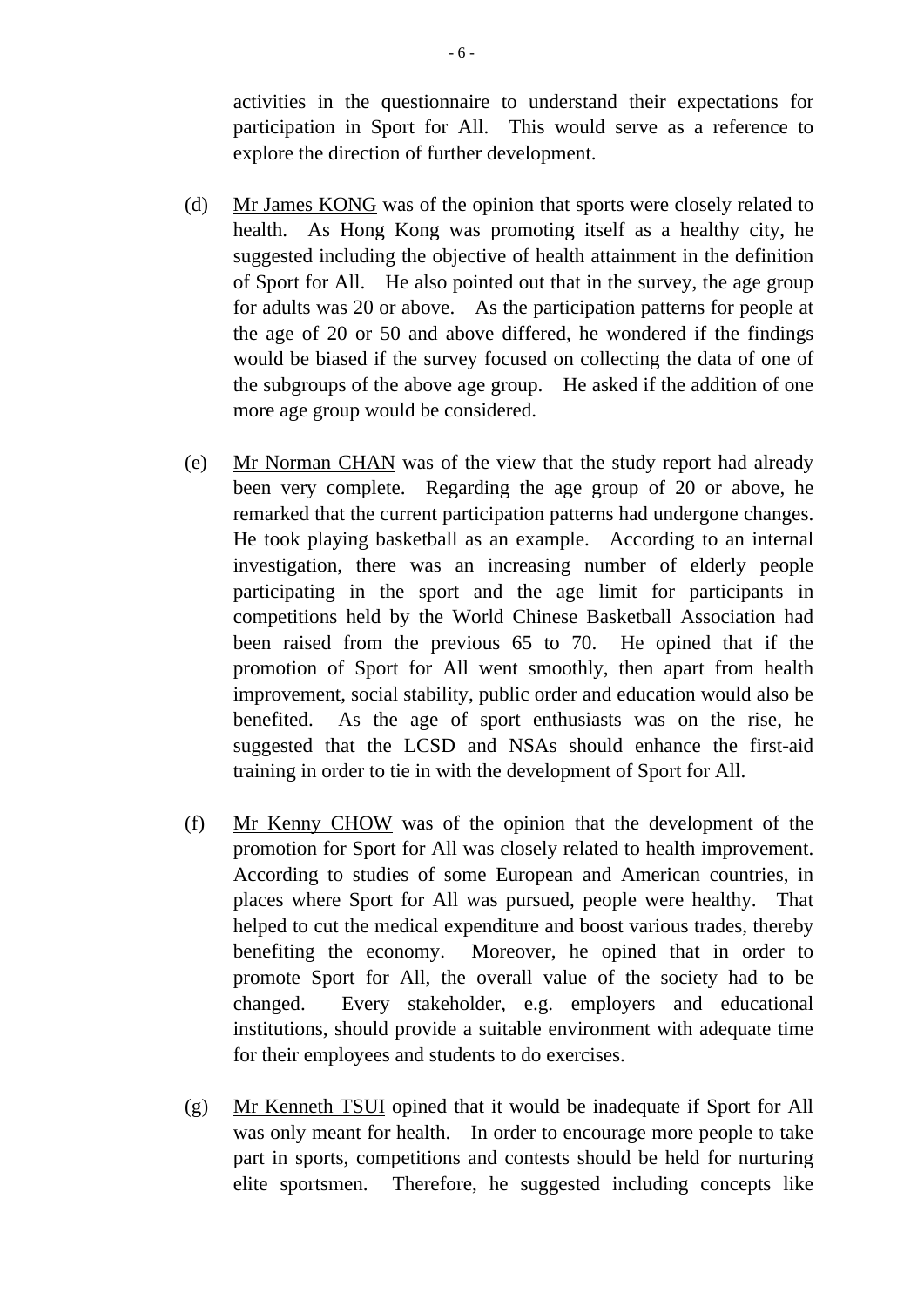activities in the questionnaire to understand their expectations for participation in Sport for All. This would serve as a reference to explore the direction of further development.

(d) Mr James KONG was of the opinion that sports were closely related to health. As Hong Kong was promoting itself as a healthy city, he suggested including the objective of health attainment in the definition of Sport for All. He also pointed out that in the survey, the age group for adults was 20 or above. As the participation patterns for people at the age of 20 or 50 and above differed, he wondered if the findings would be biased if the survey focused on collecting the data of one of the subgroups of the above age group. He asked if the addition of one more age group would be considered.

(e) Mr Norman CHAN was of the view that the study report had already been very complete. Regarding the age group of 20 or above, he remarked that the current participation patterns had undergone changes. He took playing basketball as an example. According to an internal investigation, there was an increasing number of elderly people participating in the sport and the age limit for participants in competitions held by the World Chinese Basketball Association had been raised from the previous 65 to 70. He opined that if the promotion of Sport for All went smoothly, then apart from health improvement, social stability, public order and education would also be benefited. As the age of sport enthusiasts was on the rise, he suggested that the LCSD and NSAs should enhance the first-aid training in order to tie in with the development of Sport for All.

(f) Mr Kenny CHOW was of the opinion that the development of the promotion for Sport for All was closely related to health improvement. According to studies of some European and American countries, in places where Sport for All was pursued, people were healthy. That helped to cut the medical expenditure and boost various trades, thereby benefiting the economy. Moreover, he opined that in order to promote Sport for All, the overall value of the society had to be changed. Every stakeholder, e.g. employers and educational institutions, should provide a suitable environment with adequate time for their employees and students to do exercises.

(g) Mr Kenneth TSUI opined that it would be inadequate if Sport for All was only meant for health. In order to encourage more people to take part in sports, competitions and contests should be held for nurturing elite sportsmen. Therefore, he suggested including concepts like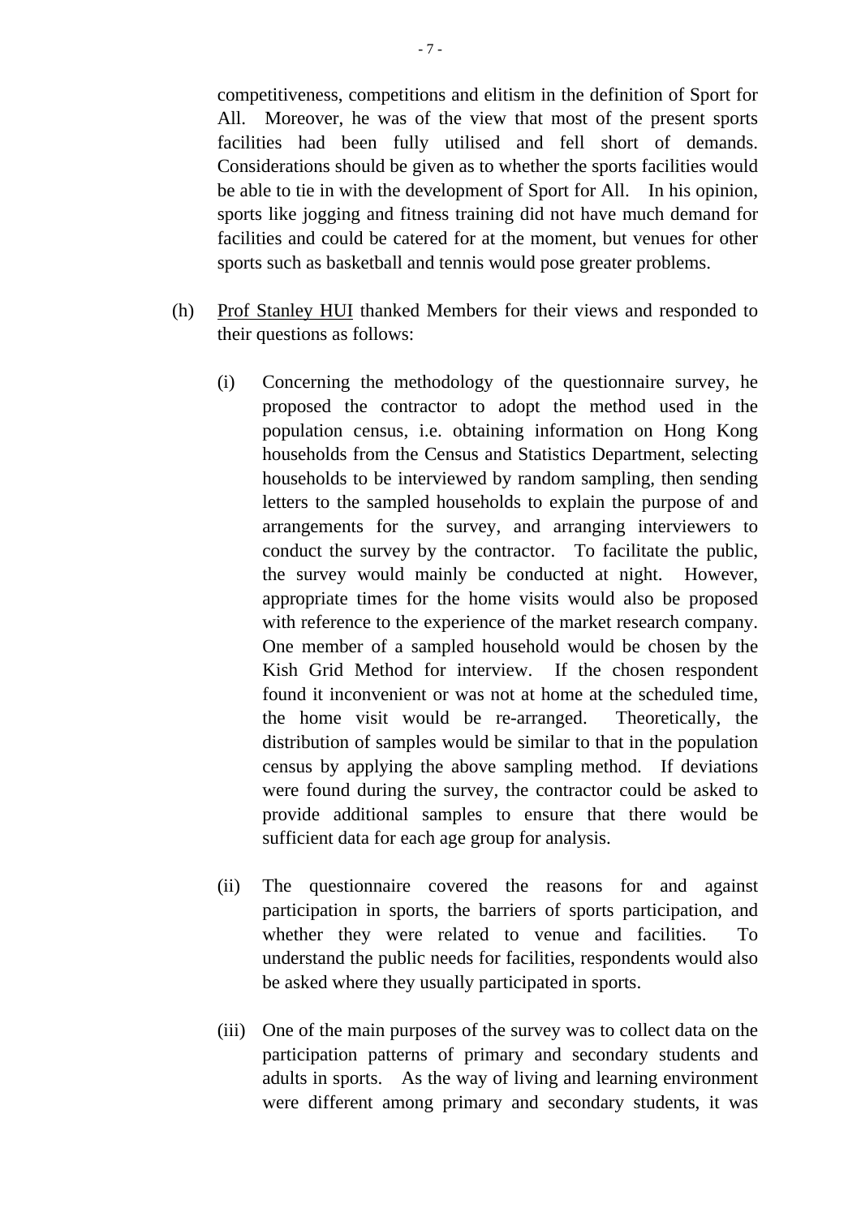competitiveness, competitions and elitism in the definition of Sport for All. Moreover, he was of the view that most of the present sports facilities had been fully utilised and fell short of demands. Considerations should be given as to whether the sports facilities would be able to tie in with the development of Sport for All. In his opinion, sports like jogging and fitness training did not have much demand for facilities and could be catered for at the moment, but venues for other sports such as basketball and tennis would pose greater problems.

(h) Prof Stanley HUI thanked Members for their views and responded to their questions as follows:

(i) Concerning the methodology of the questionnaire survey, he proposed the contractor to adopt the method used in the population census, i.e. obtaining information on Hong Kong households from the Census and Statistics Department, selecting households to be interviewed by random sampling, then sending letters to the sampled households to explain the purpose of and arrangements for the survey, and arranging interviewers to conduct the survey by the contractor. To facilitate the public, the survey would mainly be conducted at night. However, appropriate times for the home visits would also be proposed with reference to the experience of the market research company. One member of a sampled household would be chosen by the Kish Grid Method for interview. If the chosen respondent found it inconvenient or was not at home at the scheduled time, the home visit would be re-arranged. Theoretically, the distribution of samples would be similar to that in the population census by applying the above sampling method. If deviations were found during the survey, the contractor could be asked to provide additional samples to ensure that there would be sufficient data for each age group for analysis.

(ii) The questionnaire covered the reasons for and against participation in sports, the barriers of sports participation, and whether they were related to venue and facilities. To understand the public needs for facilities, respondents would also be asked where they usually participated in sports.

(iii) One of the main purposes of the survey was to collect data on the participation patterns of primary and secondary students and adults in sports. As the way of living and learning environment were different among primary and secondary students, it was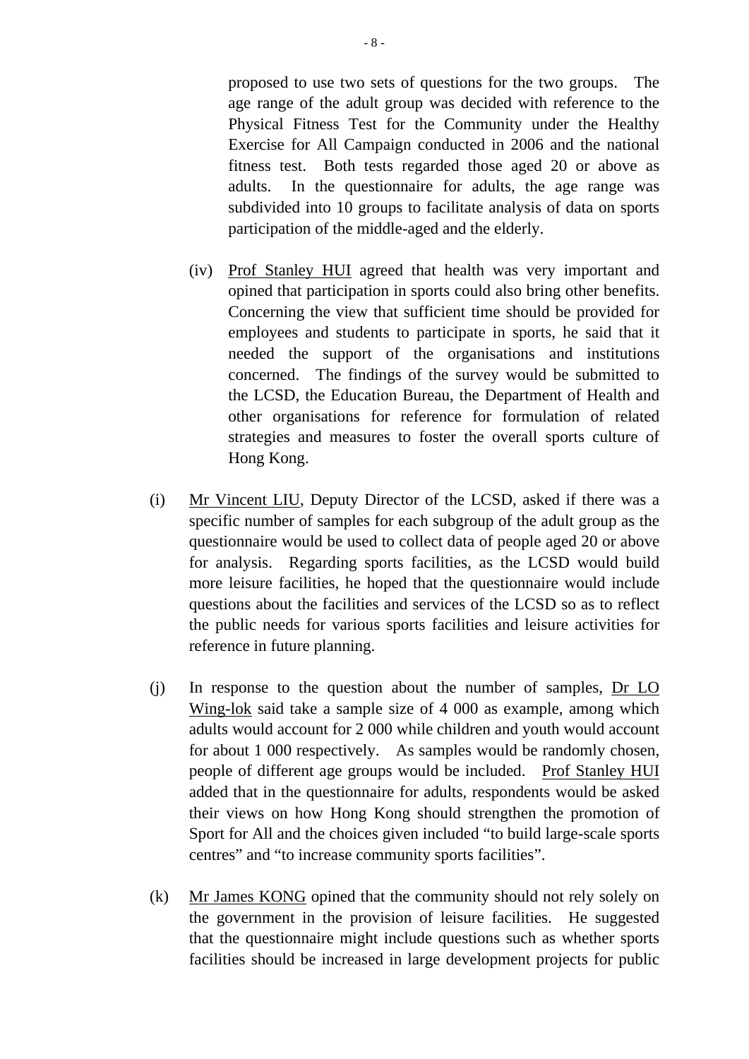proposed to use two sets of questions for the two groups. The age range of the adult group was decided with reference to the Physical Fitness Test for the Community under the Healthy Exercise for All Campaign conducted in 2006 and the national fitness test. Both tests regarded those aged 20 or above as adults. In the questionnaire for adults, the age range was subdivided into 10 groups to facilitate analysis of data on sports participation of the middle-aged and the elderly.

(iv) Prof Stanley HUI agreed that health was very important and opined that participation in sports could also bring other benefits. Concerning the view that sufficient time should be provided for employees and students to participate in sports, he said that it needed the support of the organisations and institutions concerned. The findings of the survey would be submitted to the LCSD, the Education Bureau, the Department of Health and other organisations for reference for formulation of related strategies and measures to foster the overall sports culture of Hong Kong.

(i) Mr Vincent LIU, Deputy Director of the LCSD, asked if there was a specific number of samples for each subgroup of the adult group as the questionnaire would be used to collect data of people aged 20 or above for analysis. Regarding sports facilities, as the LCSD would build more leisure facilities, he hoped that the questionnaire would include questions about the facilities and services of the LCSD so as to reflect the public needs for various sports facilities and leisure activities for reference in future planning.

(j) In response to the question about the number of samples, Dr LO Wing-lok said take a sample size of 4 000 as example, among which adults would account for 2 000 while children and youth would account for about 1 000 respectively. As samples would be randomly chosen, people of different age groups would be included. Prof Stanley HUI added that in the questionnaire for adults, respondents would be asked their views on how Hong Kong should strengthen the promotion of Sport for All and the choices given included "to build large-scale sports centres" and "to increase community sports facilities".

(k) Mr James KONG opined that the community should not rely solely on the government in the provision of leisure facilities. He suggested that the questionnaire might include questions such as whether sports facilities should be increased in large development projects for public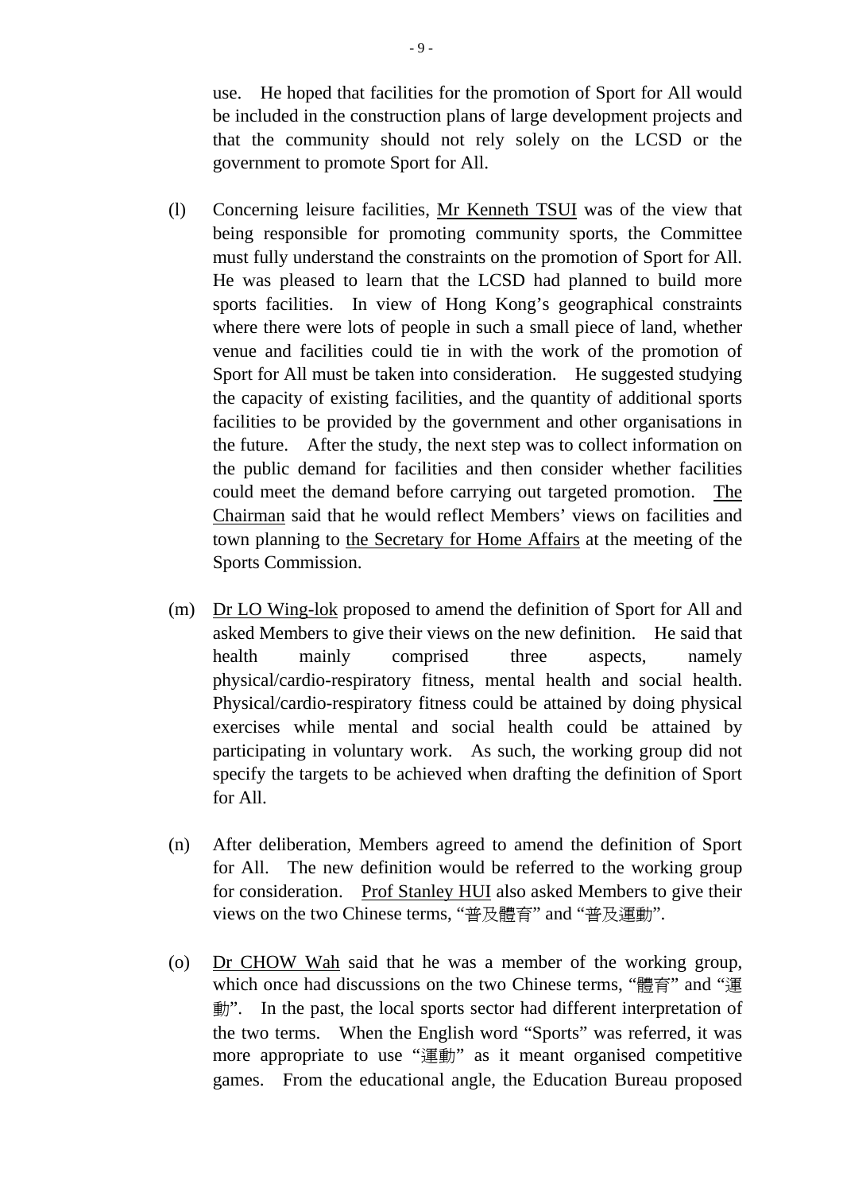use. He hoped that facilities for the promotion of Sport for All would be included in the construction plans of large development projects and that the community should not rely solely on the LCSD or the government to promote Sport for All.

(l) Concerning leisure facilities, Mr Kenneth TSUI was of the view that being responsible for promoting community sports, the Committee must fully understand the constraints on the promotion of Sport for All. He was pleased to learn that the LCSD had planned to build more sports facilities. In view of Hong Kong's geographical constraints where there were lots of people in such a small piece of land, whether venue and facilities could tie in with the work of the promotion of Sport for All must be taken into consideration. He suggested studying the capacity of existing facilities, and the quantity of additional sports facilities to be provided by the government and other organisations in the future. After the study, the next step was to collect information on the public demand for facilities and then consider whether facilities could meet the demand before carrying out targeted promotion. The Chairman said that he would reflect Members' views on facilities and town planning to the Secretary for Home Affairs at the meeting of the Sports Commission.

(m) Dr LO Wing-lok proposed to amend the definition of Sport for All and asked Members to give their views on the new definition. He said that health mainly comprised three aspects, namely physical/cardio-respiratory fitness, mental health and social health. Physical/cardio-respiratory fitness could be attained by doing physical exercises while mental and social health could be attained by participating in voluntary work. As such, the working group did not specify the targets to be achieved when drafting the definition of Sport for All.

(n) After deliberation, Members agreed to amend the definition of Sport for All. The new definition would be referred to the working group for consideration. Prof Stanley HUI also asked Members to give their views on the two Chinese terms, "普及體育" and "普及運動".

(o) Dr CHOW Wah said that he was a member of the working group, which once had discussions on the two Chinese terms, "體育" and "運動". In the past, the local sports sector had different interpretation of the two terms. When the English word "Sports" was referred, it was more appropriate to use "運動" as it meant organised competitive games. From the educational angle, the Education Bureau proposed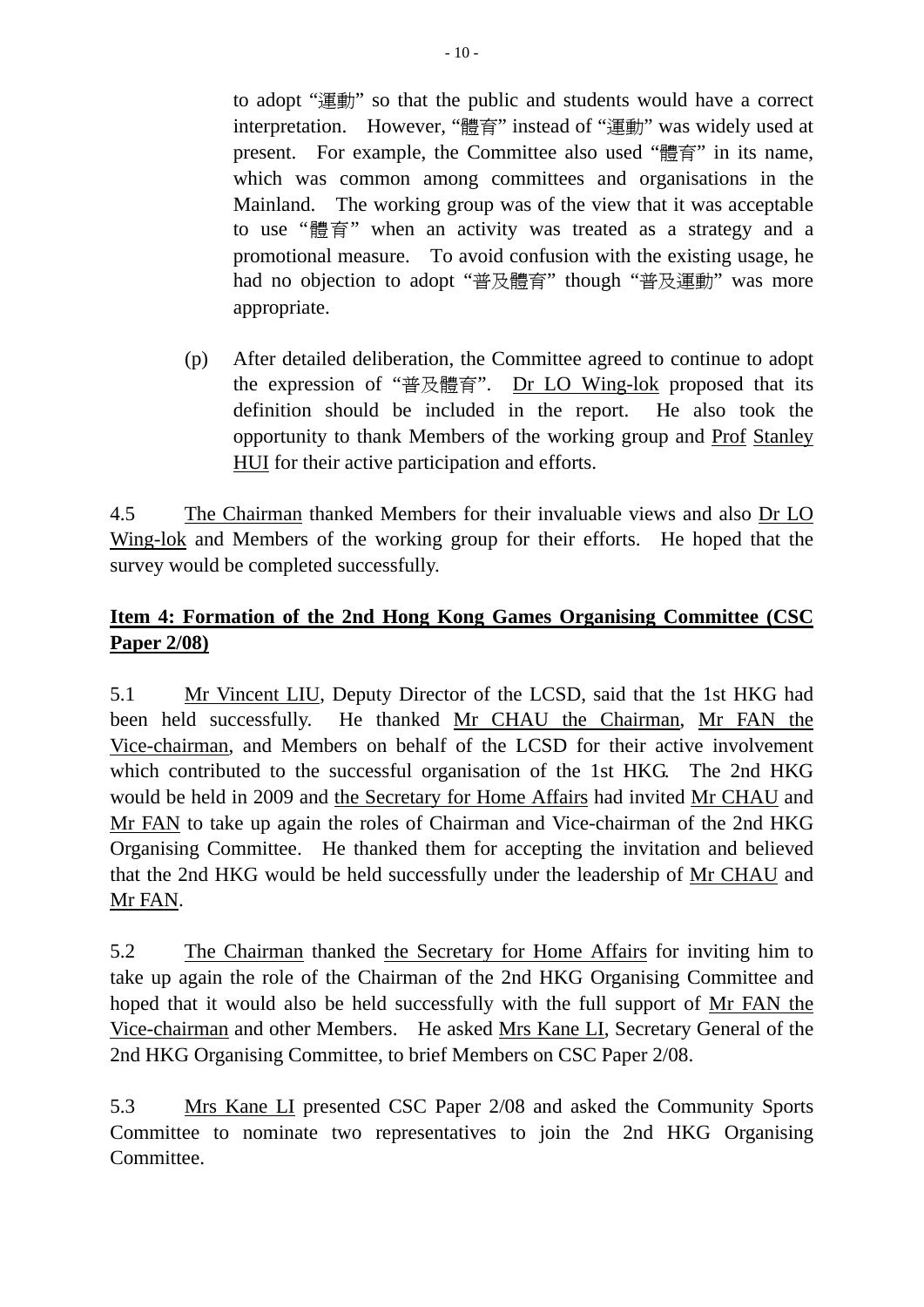to adopt "運動" so that the public and students would have a correct interpretation. However, "體育" instead of "運動" was widely used at present. For example, the Committee also used "體育" in its name, which was common among committees and organisations in the Mainland. The working group was of the view that it was acceptable to use "體育" when an activity was treated as a strategy and a promotional measure. To avoid confusion with the existing usage, he had no objection to adopt "普及體育" though "普及運動" was more appropriate.

(p) After detailed deliberation, the Committee agreed to continue to adopt the expression of "普及體育". Dr LO Wing-lok proposed that its definition should be included in the report. He also took the opportunity to thank Members of the working group and Prof Stanley HUI for their active participation and efforts.

4.5 The Chairman thanked Members for their invaluable views and also Dr LO Wing-lok and Members of the working group for their efforts. He hoped that the survey would be completed successfully.

**Item 4: Formation of the 2nd Hong Kong Games Organising Committee (CSC Paper 2/08)**

5.1 Mr Vincent LIU, Deputy Director of the LCSD, said that the 1st HKG had been held successfully. He thanked Mr CHAU the Chairman, Mr FAN the Vice-chairman, and Members on behalf of the LCSD for their active involvement which contributed to the successful organisation of the 1st HKG. The 2nd HKG would be held in 2009 and the Secretary for Home Affairs had invited Mr CHAU and Mr FAN to take up again the roles of Chairman and Vice-chairman of the 2nd HKG Organising Committee. He thanked them for accepting the invitation and believed that the 2nd HKG would be held successfully under the leadership of Mr CHAU and Mr FAN.

5.2 The Chairman thanked the Secretary for Home Affairs for inviting him to take up again the role of the Chairman of the 2nd HKG Organising Committee and hoped that it would also be held successfully with the full support of Mr FAN the Vice-chairman and other Members. He asked Mrs Kane LI, Secretary General of the 2nd HKG Organising Committee, to brief Members on CSC Paper 2/08.

5.3 Mrs Kane LI presented CSC Paper 2/08 and asked the Community Sports Committee to nominate two representatives to join the 2nd HKG Organising Committee.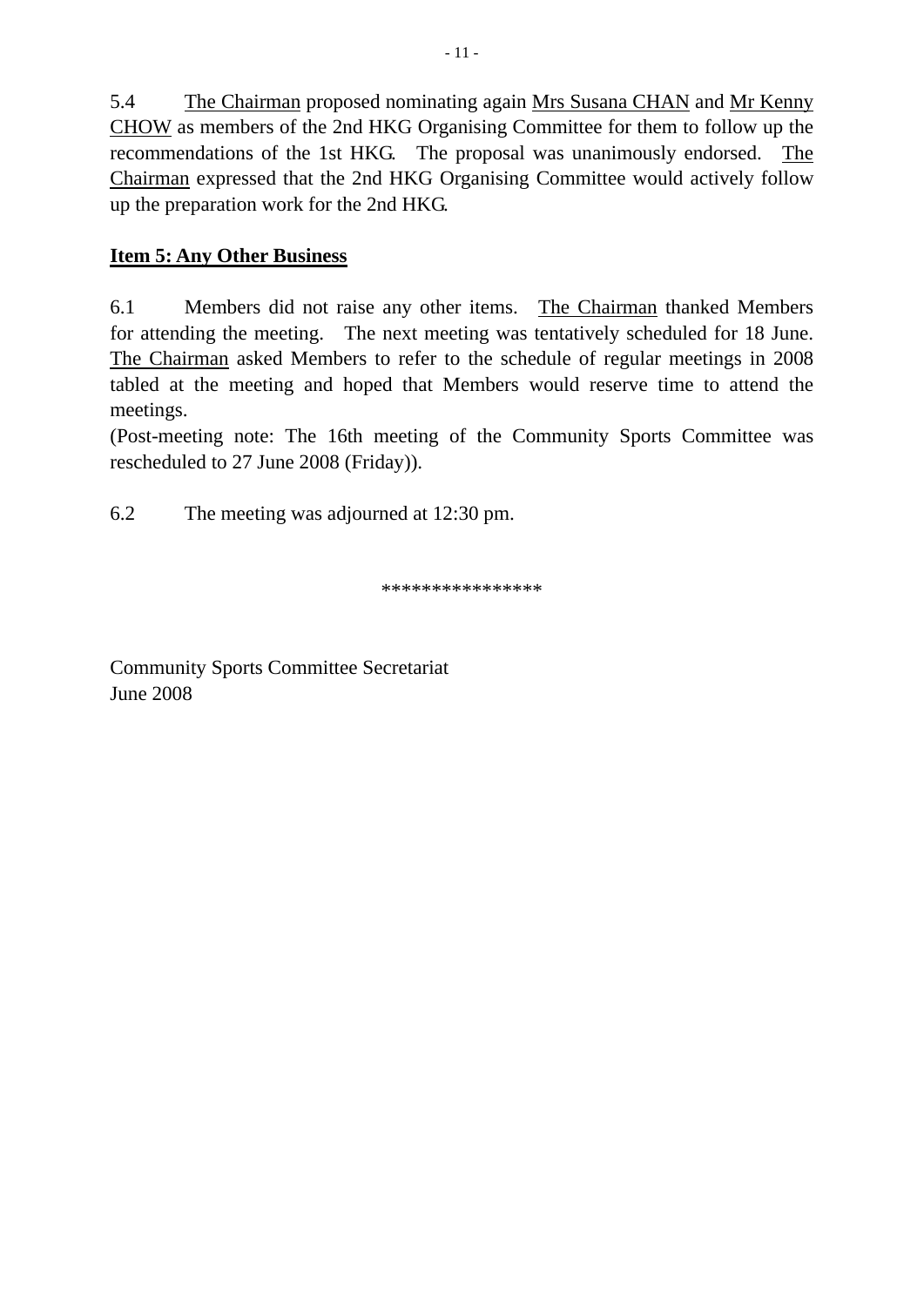5.4 The Chairman proposed nominating again Mrs Susana CHAN and Mr Kenny CHOW as members of the 2nd HKG Organising Committee for them to follow up the recommendations of the 1st HKG. The proposal was unanimously endorsed. The Chairman expressed that the 2nd HKG Organising Committee would actively follow up the preparation work for the 2nd HKG.

**Item 5: Any Other Business**

6.1 Members did not raise any other items. The Chairman thanked Members for attending the meeting. The next meeting was tentatively scheduled for 18 June. The Chairman asked Members to refer to the schedule of regular meetings in 2008 tabled at the meeting and hoped that Members would reserve time to attend the meetings.
(Post-meeting note: The 16th meeting of the Community Sports Committee was rescheduled to 27 June 2008 (Friday)).

6.2 The meeting was adjourned at 12:30 pm.

****************

Community Sports Committee Secretariat
June 2008